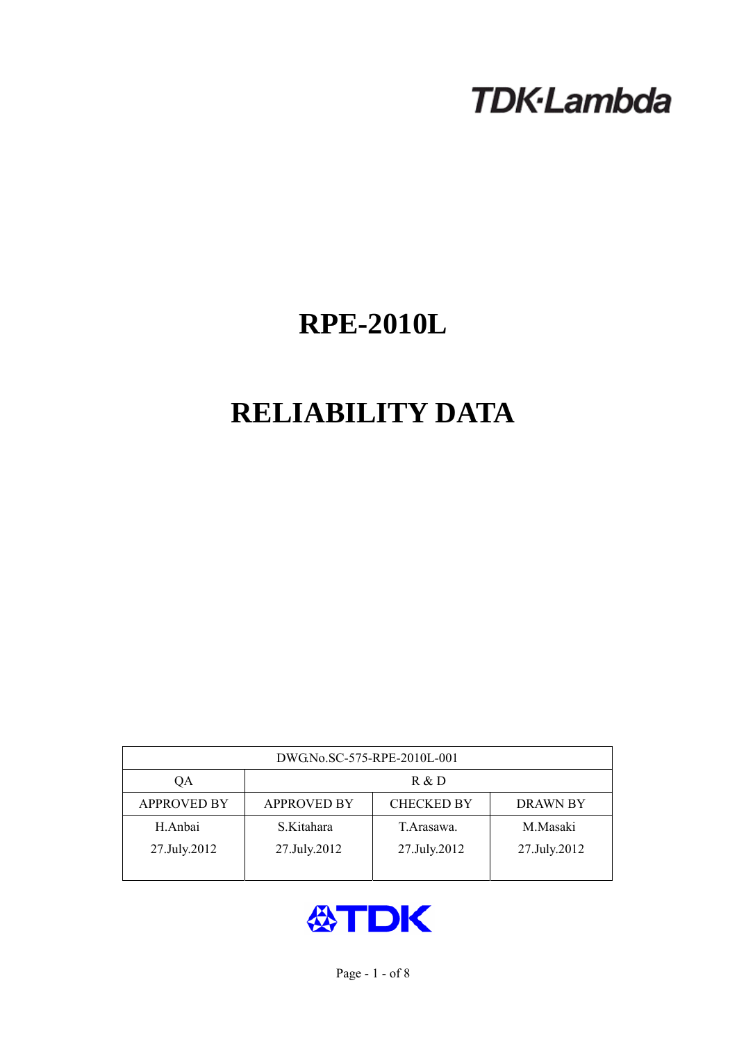TDK-Lambda

# RPE-2010L

# RELIABILITY DATA

| DWG.No.SC-575-RPE-2010L-001 | | | |
|---|---|---|---|
| QA | R & D | | |
| APPROVED BY | APPROVED BY | CHECKED BY | DRAWN BY |
| H.Anbai<br>27.July.2012 | S.Kitahara<br>27.July.2012 | T.Arasawa.<br>27.July.2012 | M.Masaki<br>27.July.2012 |

TDK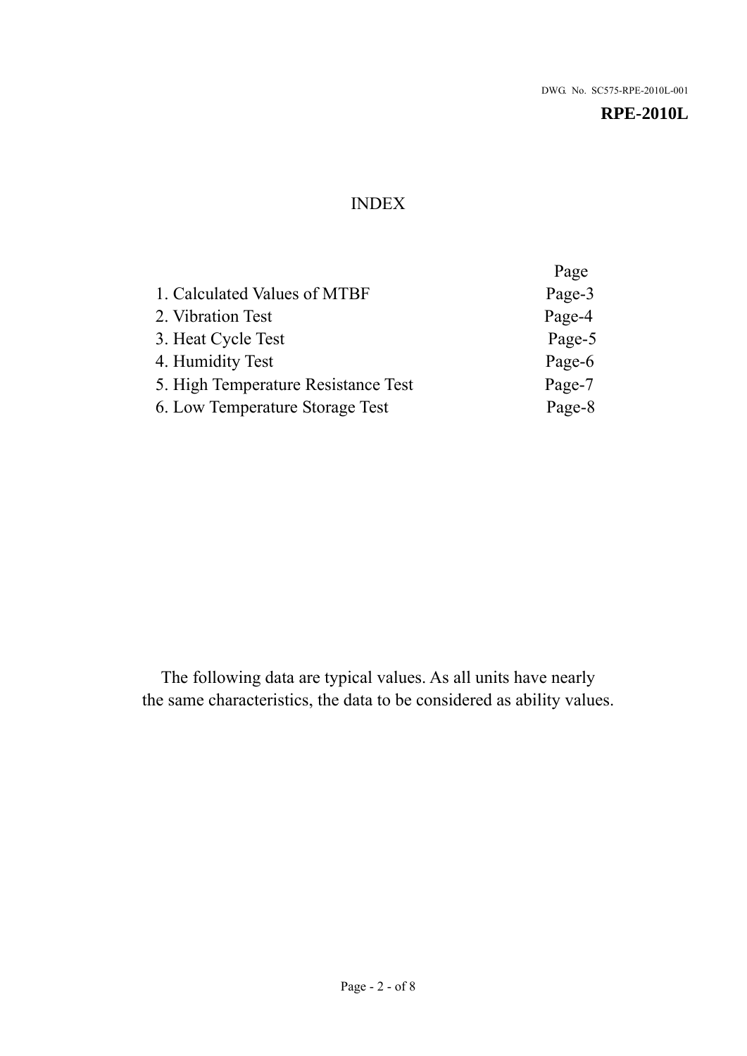DWG. No. SC575-RPE-2010L-001

**RPE-2010L**

# INDEX

| | Page |
|---|---|
| 1. Calculated Values of MTBF | Page-3 |
| 2. Vibration Test | Page-4 |
| 3. Heat Cycle Test | Page-5 |
| 4. Humidity Test | Page-6 |
| 5. High Temperature Resistance Test | Page-7 |
| 6. Low Temperature Storage Test | Page-8 |

The following data are typical values. As all units have nearly the same characteristics, the data to be considered as ability values.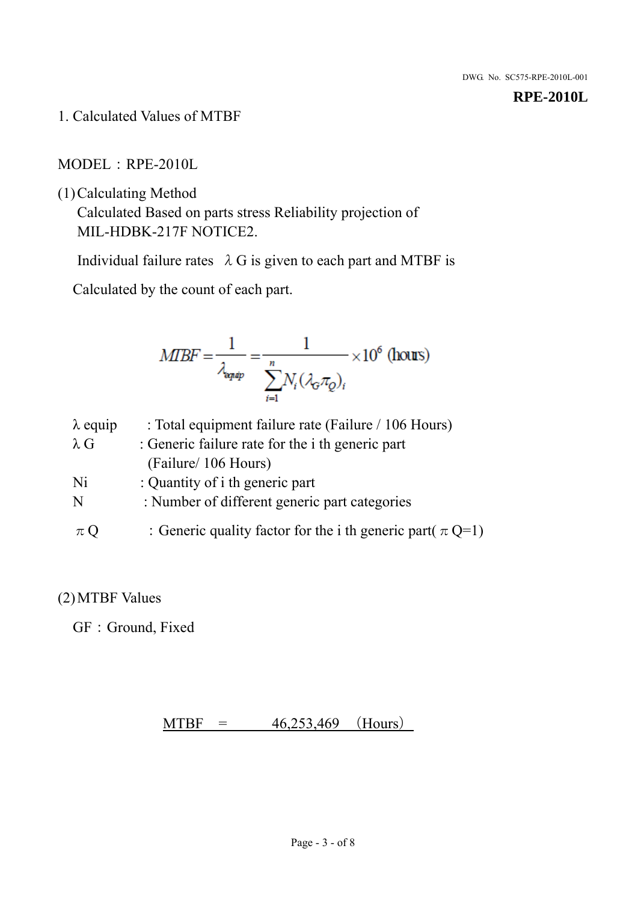**RPE-2010L**

# 1. Calculated Values of MTBF

MODEL：RPE-2010L

(1) Calculating Method

Calculated Based on parts stress Reliability projection of MIL-HDBK-217F NOTICE2.

Individual failure rates $\lambda$G is given to each part and MTBF is

Calculated by the count of each part.

$$MTBF = \frac{1}{\lambda_{equip}} = \frac{1}{\sum_{i=1}^{n} N_i(\lambda_G \pi_Q)_i} \times 10^6 \text{ (hours)}$$

$\lambda$ equip : Total equipment failure rate (Failure / 106 Hours)

$\lambda$ G : Generic failure rate for the i th generic part (Failure/ 106 Hours)

Ni : Quantity of i th generic part

N : Number of different generic part categories

$\pi$ Q ：Generic quality factor for the i th generic part( $\pi$ Q=1)

(2) MTBF Values

GF：Ground, Fixed

MTBF = 46,253,469 （Hours）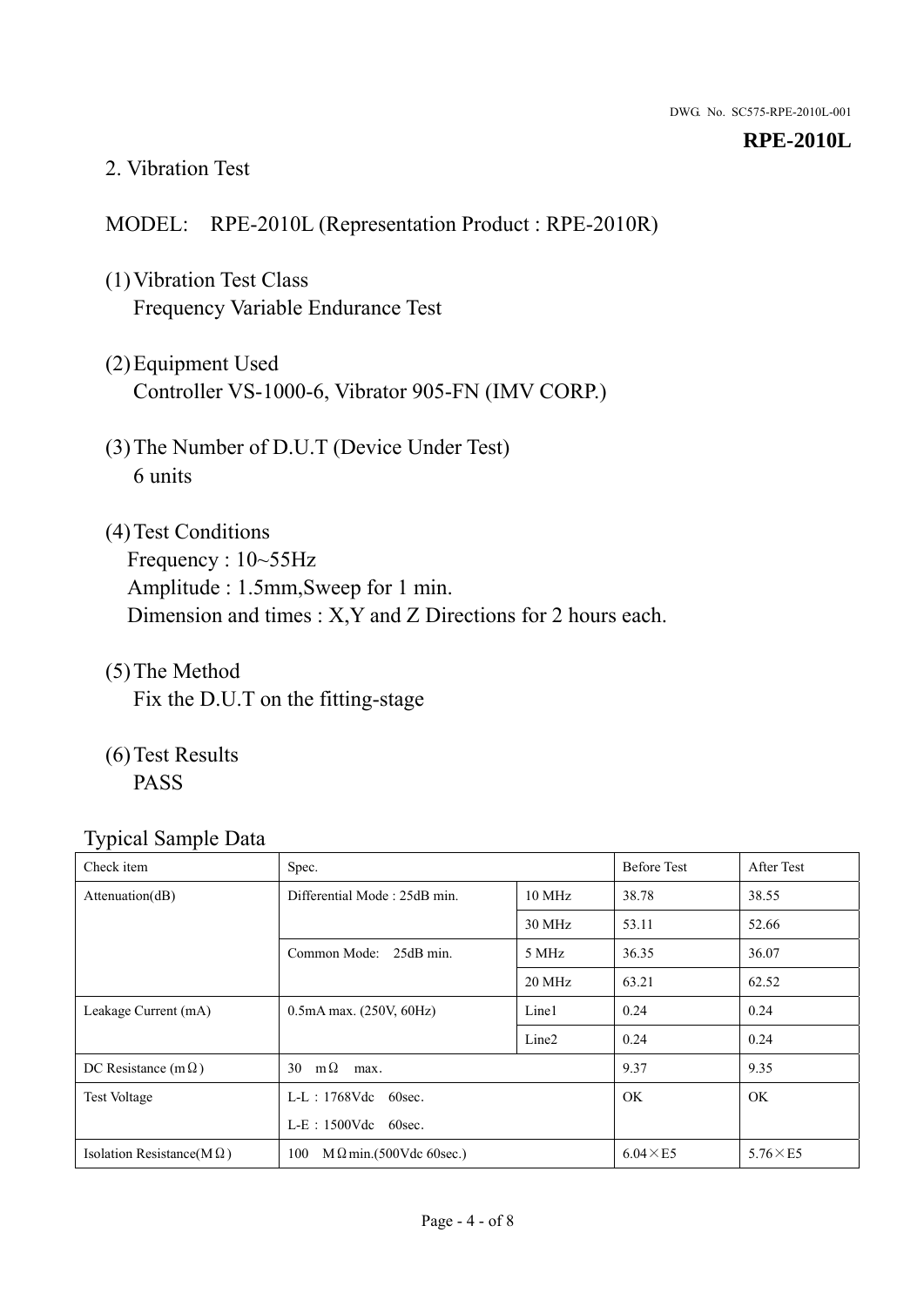DWG. No. SC575-RPE-2010L-001

**RPE-2010L**

## 2. Vibration Test

MODEL: RPE-2010L (Representation Product : RPE-2010R)

(1) Vibration Test Class
Frequency Variable Endurance Test

(2) Equipment Used
Controller VS-1000-6, Vibrator 905-FN (IMV CORP.)

(3) The Number of D.U.T (Device Under Test)
6 units

(4) Test Conditions
Frequency : 10~55Hz
Amplitude : 1.5mm,Sweep for 1 min.
Dimension and times : X,Y and Z Directions for 2 hours each.

(5) The Method
Fix the D.U.T on the fitting-stage

(6) Test Results
PASS

Typical Sample Data

| Check item | Spec. | | Before Test | After Test |
|---|---|---|---|---|
| Attenuation(dB) | Differential Mode : 25dB min. | 10 MHz | 38.78 | 38.55 |
| | | 30 MHz | 53.11 | 52.66 |
| | Common Mode: 25dB min. | 5 MHz | 36.35 | 36.07 |
| | | 20 MHz | 63.21 | 62.52 |
| Leakage Current (mA) | 0.5mA max. (250V, 60Hz) | Line1 | 0.24 | 0.24 |
| | | Line2 | 0.24 | 0.24 |
| DC Resistance (mΩ) | 30 mΩ max. | | 9.37 | 9.35 |
| Test Voltage | L-L：1768Vdc 60sec.<br>L-E：1500Vdc 60sec. | | OK | OK |
| Isolation Resistance(MΩ) | 100 MΩmin.(500Vdc 60sec.) | | 6.04×E5 | 5.76×E5 |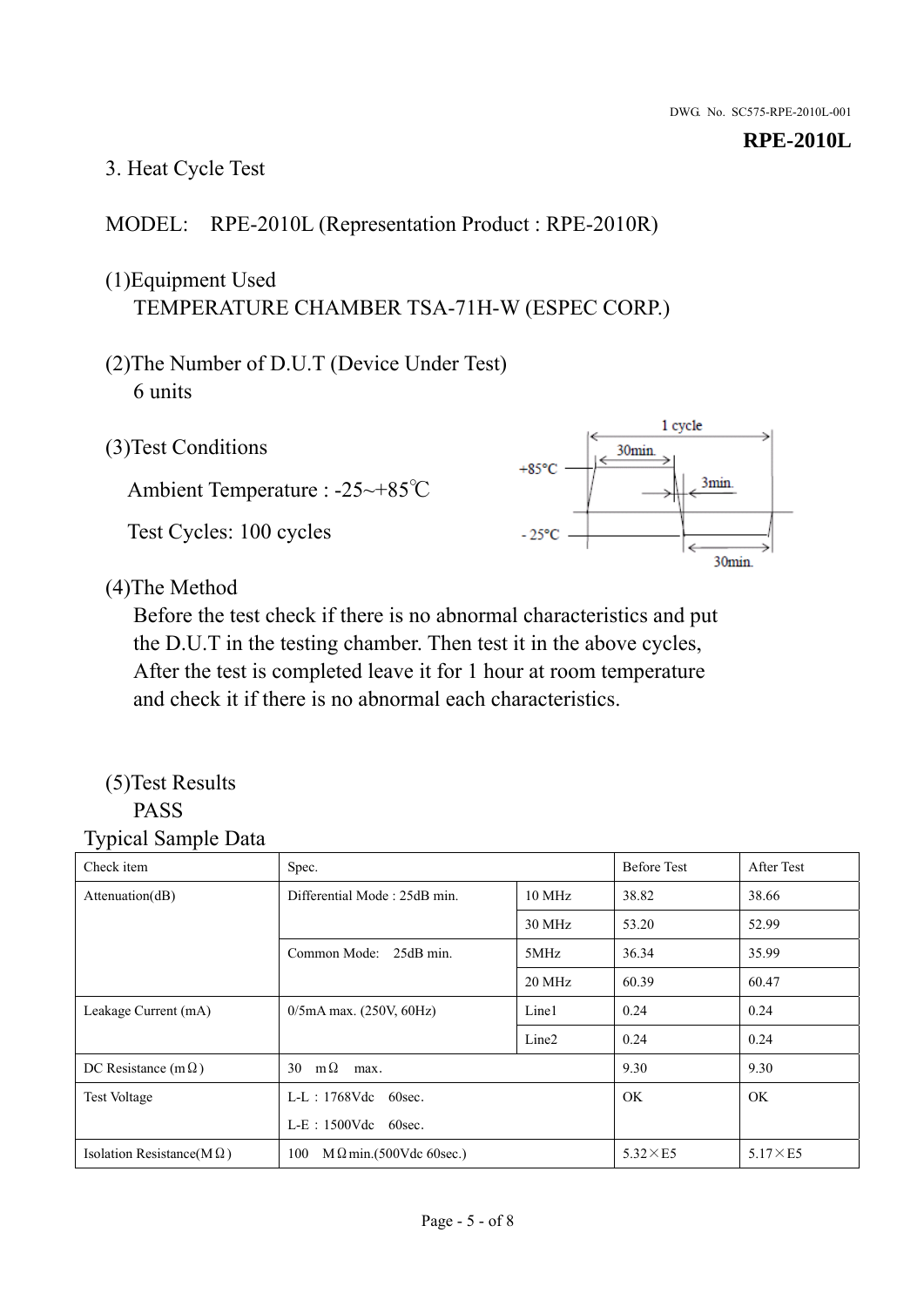**RPE-2010L**

## 3. Heat Cycle Test

MODEL: RPE-2010L (Representation Product : RPE-2010R)

(1)Equipment Used
TEMPERATURE CHAMBER TSA-71H-W (ESPEC CORP.)

(2)The Number of D.U.T (Device Under Test)
6 units

(3)Test Conditions

Ambient Temperature : -25~+85℃

Test Cycles: 100 cycles

1 cycle: +85°C 30min., 3min. transition, -25°C 30min.

(4)The Method
Before the test check if there is no abnormal characteristics and put the D.U.T in the testing chamber. Then test it in the above cycles, After the test is completed leave it for 1 hour at room temperature and check it if there is no abnormal each characteristics.

(5)Test Results
PASS

Typical Sample Data

| Check item | Spec. | | Before Test | After Test |
|---|---|---|---|---|
| Attenuation(dB) | Differential Mode : 25dB min. | 10 MHz | 38.82 | 38.66 |
| | | 30 MHz | 53.20 | 52.99 |
| | Common Mode: 25dB min. | 5MHz | 36.34 | 35.99 |
| | | 20 MHz | 60.39 | 60.47 |
| Leakage Current (mA) | 0/5mA max. (250V, 60Hz) | Line1 | 0.24 | 0.24 |
| | | Line2 | 0.24 | 0.24 |
| DC Resistance (mΩ) | 30 mΩ max. | | 9.30 | 9.30 |
| Test Voltage | L-L : 1768Vdc 60sec. L-E : 1500Vdc 60sec. | | OK | OK |
| Isolation Resistance(MΩ) | 100 MΩmin.(500Vdc 60sec.) | | 5.32×E5 | 5.17×E5 |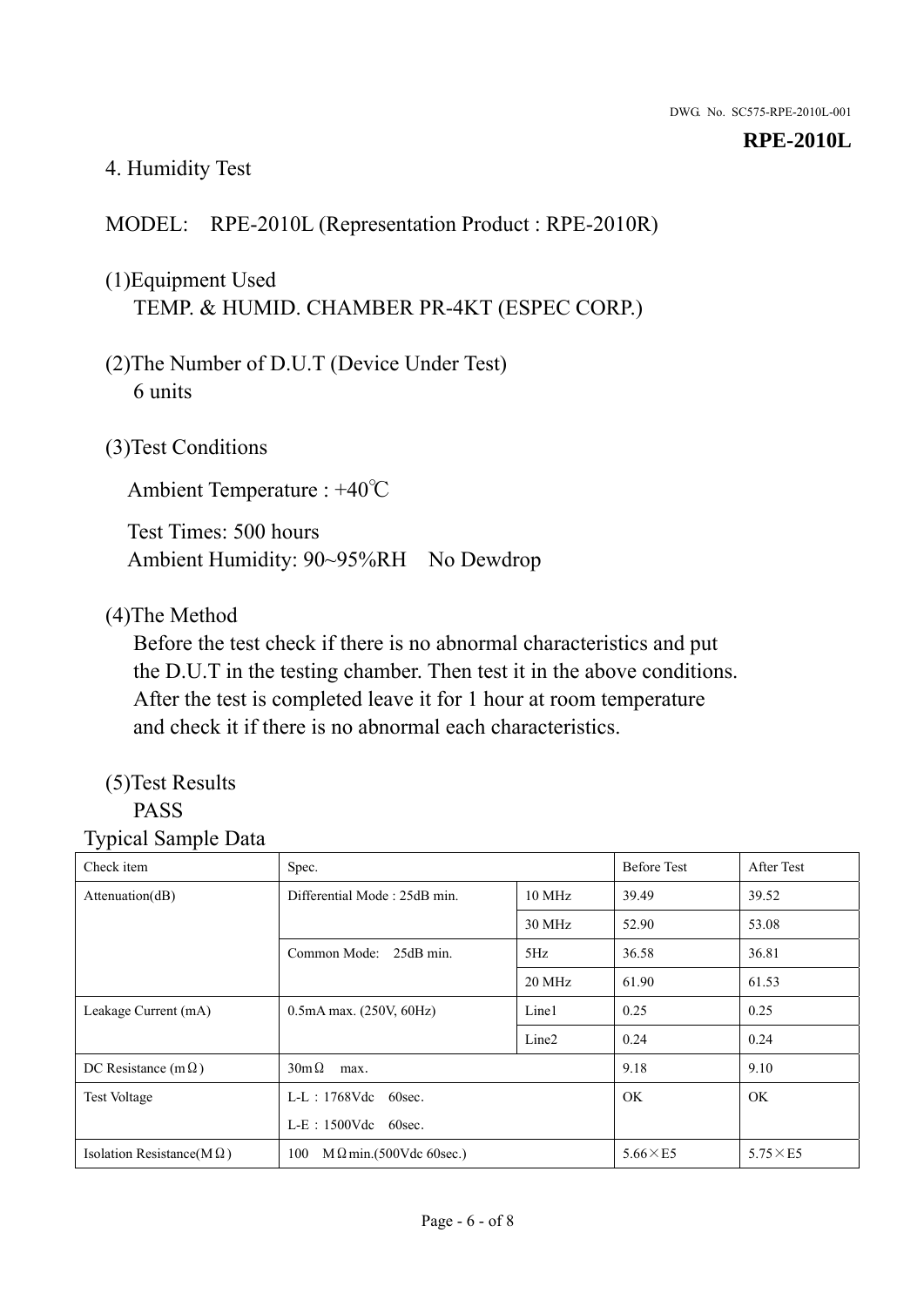## 4. Humidity Test

MODEL: RPE-2010L (Representation Product : RPE-2010R)

(1)Equipment Used
TEMP. & HUMID. CHAMBER PR-4KT (ESPEC CORP.)

(2)The Number of D.U.T (Device Under Test)
6 units

(3)Test Conditions

Ambient Temperature : +40℃

Test Times: 500 hours
Ambient Humidity: 90~95%RH No Dewdrop

(4)The Method
Before the test check if there is no abnormal characteristics and put the D.U.T in the testing chamber. Then test it in the above conditions. After the test is completed leave it for 1 hour at room temperature and check it if there is no abnormal each characteristics.

(5)Test Results
PASS

Typical Sample Data

| Check item | Spec. | | Before Test | After Test |
|---|---|---|---|---|
| Attenuation(dB) | Differential Mode : 25dB min. | 10 MHz | 39.49 | 39.52 |
| | | 30 MHz | 52.90 | 53.08 |
| | Common Mode: 25dB min. | 5Hz | 36.58 | 36.81 |
| | | 20 MHz | 61.90 | 61.53 |
| Leakage Current (mA) | 0.5mA max. (250V, 60Hz) | Line1 | 0.25 | 0.25 |
| | | Line2 | 0.24 | 0.24 |
| DC Resistance (mΩ) | 30mΩ max. | | 9.18 | 9.10 |
| Test Voltage | L-L：1768Vdc 60sec.<br>L-E：1500Vdc 60sec. | | OK | OK |
| Isolation Resistance(MΩ) | 100 MΩmin.(500Vdc 60sec.) | | 5.66×E5 | 5.75×E5 |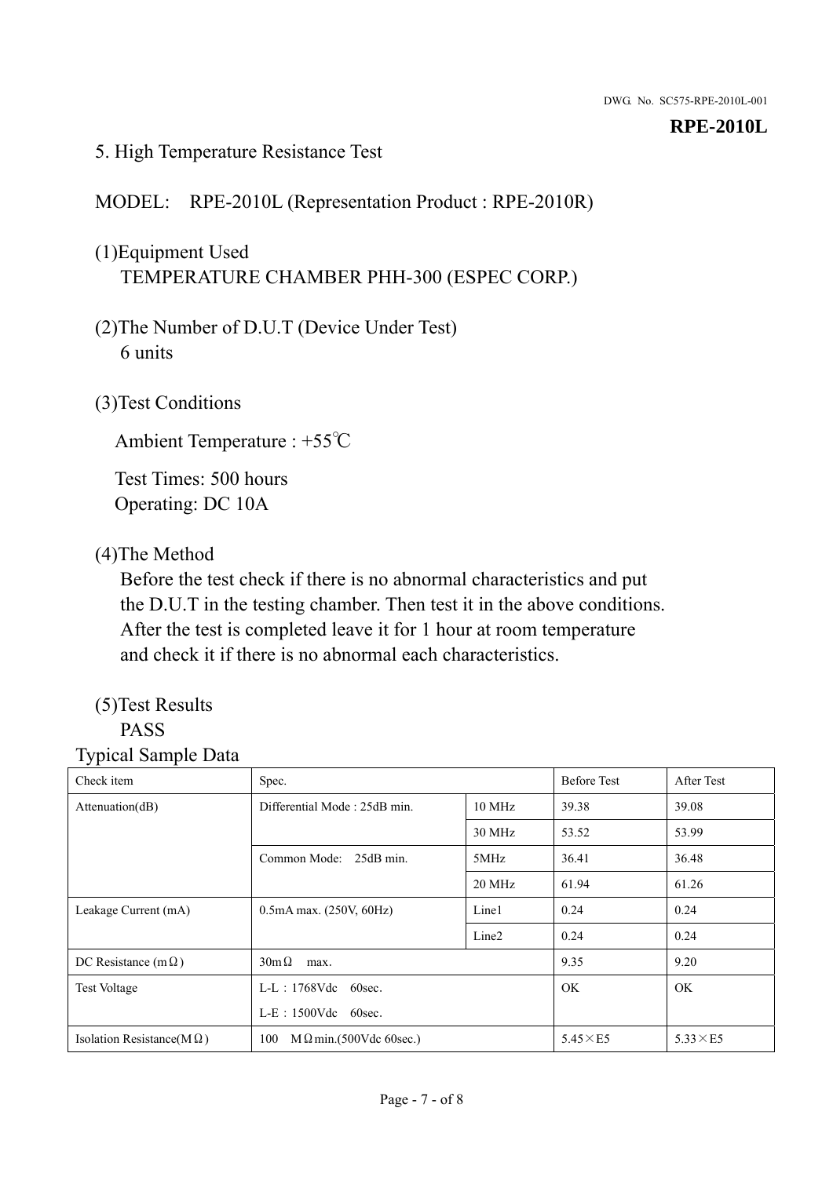DWG. No. SC575-RPE-2010L-001

**RPE-2010L**

## 5. High Temperature Resistance Test

MODEL: RPE-2010L (Representation Product : RPE-2010R)

(1)Equipment Used
TEMPERATURE CHAMBER PHH-300 (ESPEC CORP.)

(2)The Number of D.U.T (Device Under Test)
6 units

(3)Test Conditions

Ambient Temperature : +55℃

Test Times: 500 hours
Operating: DC 10A

(4)The Method
Before the test check if there is no abnormal characteristics and put the D.U.T in the testing chamber. Then test it in the above conditions. After the test is completed leave it for 1 hour at room temperature and check it if there is no abnormal each characteristics.

(5)Test Results
PASS

Typical Sample Data

| Check item | Spec. | | Before Test | After Test |
|---|---|---|---|---|
| Attenuation(dB) | Differential Mode : 25dB min. | 10 MHz | 39.38 | 39.08 |
| | | 30 MHz | 53.52 | 53.99 |
| | Common Mode: 25dB min. | 5MHz | 36.41 | 36.48 |
| | | 20 MHz | 61.94 | 61.26 |
| Leakage Current (mA) | 0.5mA max. (250V, 60Hz) | Line1 | 0.24 | 0.24 |
| | | Line2 | 0.24 | 0.24 |
| DC Resistance (mΩ) | 30mΩ max. | | 9.35 | 9.20 |
| Test Voltage | L-L：1768Vdc 60sec.<br>L-E：1500Vdc 60sec. | | OK | OK |
| Isolation Resistance(MΩ) | 100 MΩmin.(500Vdc 60sec.) | | 5.45×E5 | 5.33×E5 |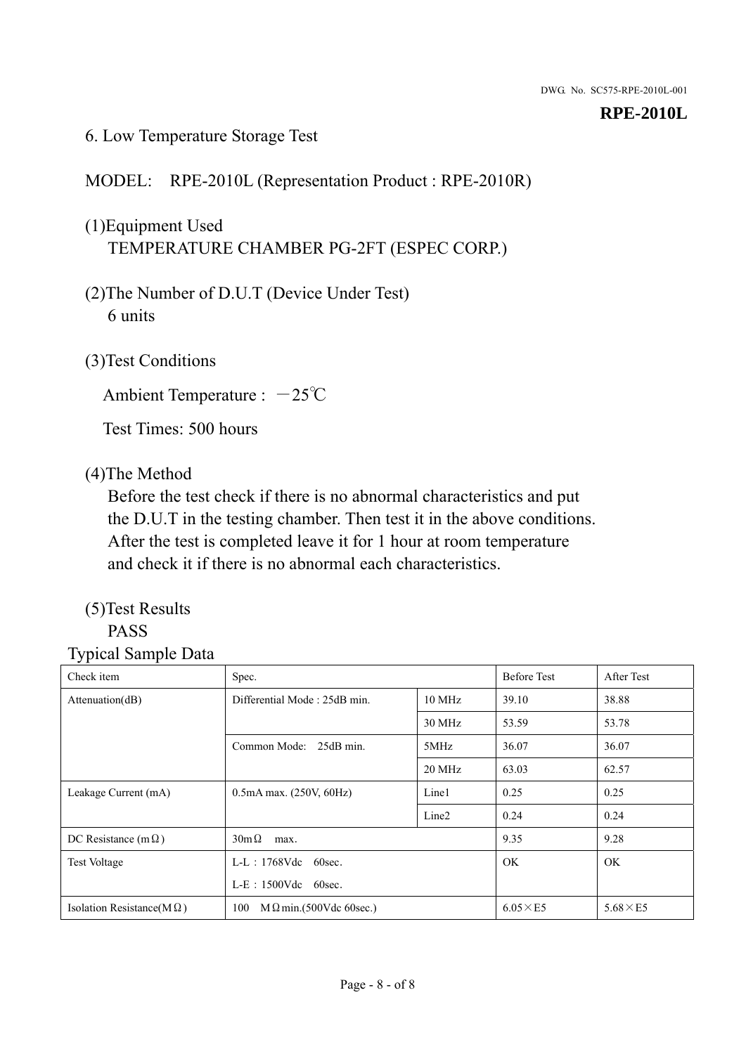DWG. No. SC575-RPE-2010L-001

**RPE-2010L**

6. Low Temperature Storage Test

MODEL: RPE-2010L (Representation Product : RPE-2010R)

(1)Equipment Used
TEMPERATURE CHAMBER PG-2FT (ESPEC CORP.)

(2)The Number of D.U.T (Device Under Test)
6 units

(3)Test Conditions

Ambient Temperature : −25℃

Test Times: 500 hours

(4)The Method
Before the test check if there is no abnormal characteristics and put the D.U.T in the testing chamber. Then test it in the above conditions. After the test is completed leave it for 1 hour at room temperature and check it if there is no abnormal each characteristics.

(5)Test Results
PASS

Typical Sample Data

| Check item | Spec. | | Before Test | After Test |
|---|---|---|---|---|
| Attenuation(dB) | Differential Mode : 25dB min. | 10 MHz | 39.10 | 38.88 |
| | | 30 MHz | 53.59 | 53.78 |
| | Common Mode: 25dB min. | 5MHz | 36.07 | 36.07 |
| | | 20 MHz | 63.03 | 62.57 |
| Leakage Current (mA) | 0.5mA max. (250V, 60Hz) | Line1 | 0.25 | 0.25 |
| | | Line2 | 0.24 | 0.24 |
| DC Resistance (mΩ) | 30mΩ max. | | 9.35 | 9.28 |
| Test Voltage | L-L : 1768Vdc 60sec.<br>L-E : 1500Vdc 60sec. | | OK | OK |
| Isolation Resistance(MΩ) | 100 MΩmin.(500Vdc 60sec.) | | 6.05×E5 | 5.68×E5 |